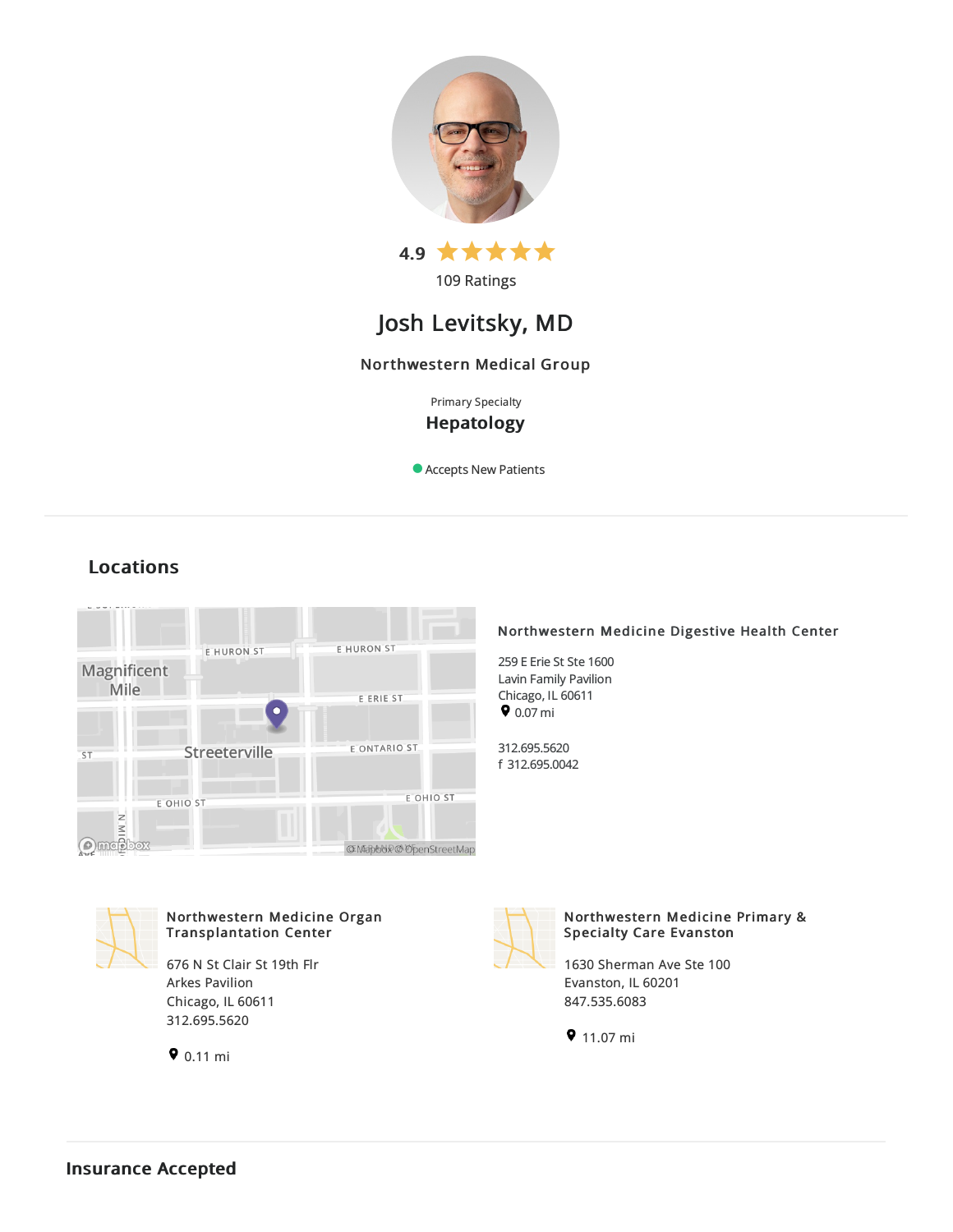4.9 ★★★★★

109 Ratings

# Josh Levitsky, MD

Northwestern Medical Group

Primary Specialty

**Hepatology**

Accepts New Patients

## Locations

### Northwestern Medicine Digestive Health Center

259 E Erie St Ste 1600
Lavin Family Pavilion
Chicago, IL 60611
0.07 mi

312.695.5620
f 312.695.0042

### Northwestern Medicine Organ Transplantation Center

676 N St Clair St 19th Flr
Arkes Pavilion
Chicago, IL 60611
312.695.5620

0.11 mi

### Northwestern Medicine Primary & Specialty Care Evanston

1630 Sherman Ave Ste 100
Evanston, IL 60201
847.535.6083

11.07 mi

## Insurance Accepted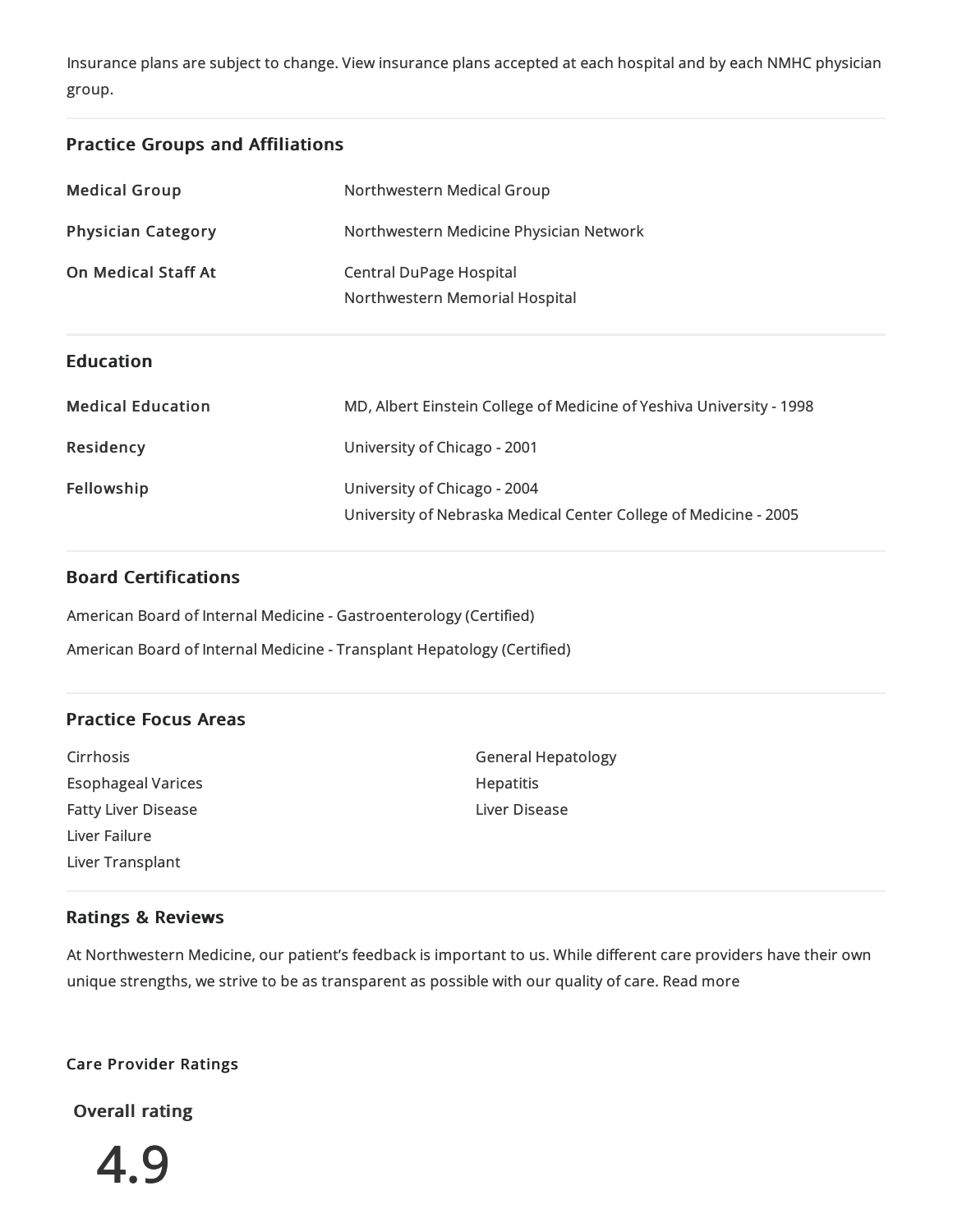Insurance plans are subject to change. View insurance plans accepted at each hospital and by each NMHC physician group.

## Practice Groups and Affiliations

| | |
|---|---|
| **Medical Group** | Northwestern Medical Group |
| **Physician Category** | Northwestern Medicine Physician Network |
| **On Medical Staff At** | Central DuPage Hospital<br>Northwestern Memorial Hospital |

## Education

| | |
|---|---|
| **Medical Education** | MD, Albert Einstein College of Medicine of Yeshiva University - 1998 |
| **Residency** | University of Chicago - 2001 |
| **Fellowship** | University of Chicago - 2004<br>University of Nebraska Medical Center College of Medicine - 2005 |

## Board Certifications

American Board of Internal Medicine - Gastroenterology (Certified)

American Board of Internal Medicine - Transplant Hepatology (Certified)

## Practice Focus Areas

- Cirrhosis
- Esophageal Varices
- Fatty Liver Disease
- Liver Failure
- Liver Transplant
- General Hepatology
- Hepatitis
- Liver Disease

## Ratings & Reviews

At Northwestern Medicine, our patient's feedback is important to us. While different care providers have their own unique strengths, we strive to be as transparent as possible with our quality of care. Read more

**Care Provider Ratings**

**Overall rating**

4.9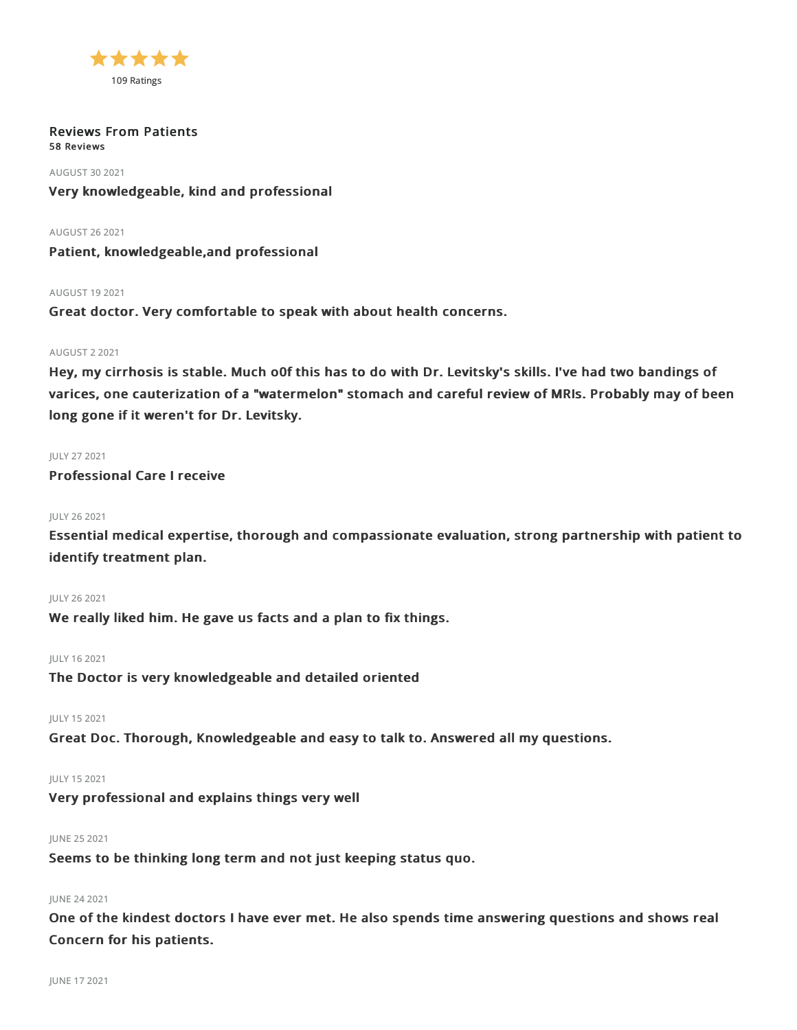★★★★★

109 Ratings

## Reviews From Patients

**58 Reviews**

AUGUST 30 2021

**Very knowledgeable, kind and professional**

AUGUST 26 2021

**Patient, knowledgeable,and professional**

AUGUST 19 2021

**Great doctor. Very comfortable to speak with about health concerns.**

AUGUST 2 2021

**Hey, my cirrhosis is stable. Much o0f this has to do with Dr. Levitsky's skills. I've had two bandings of varices, one cauterization of a "watermelon" stomach and careful review of MRIs. Probably may of been long gone if it weren't for Dr. Levitsky.**

JULY 27 2021

**Professional Care I receive**

JULY 26 2021

**Essential medical expertise, thorough and compassionate evaluation, strong partnership with patient to identify treatment plan.**

JULY 26 2021

**We really liked him. He gave us facts and a plan to fix things.**

JULY 16 2021

**The Doctor is very knowledgeable and detailed oriented**

JULY 15 2021

**Great Doc. Thorough, Knowledgeable and easy to talk to. Answered all my questions.**

JULY 15 2021

**Very professional and explains things very well**

JUNE 25 2021

**Seems to be thinking long term and not just keeping status quo.**

JUNE 24 2021

**One of the kindest doctors I have ever met. He also spends time answering questions and shows real Concern for his patients.**

JUNE 17 2021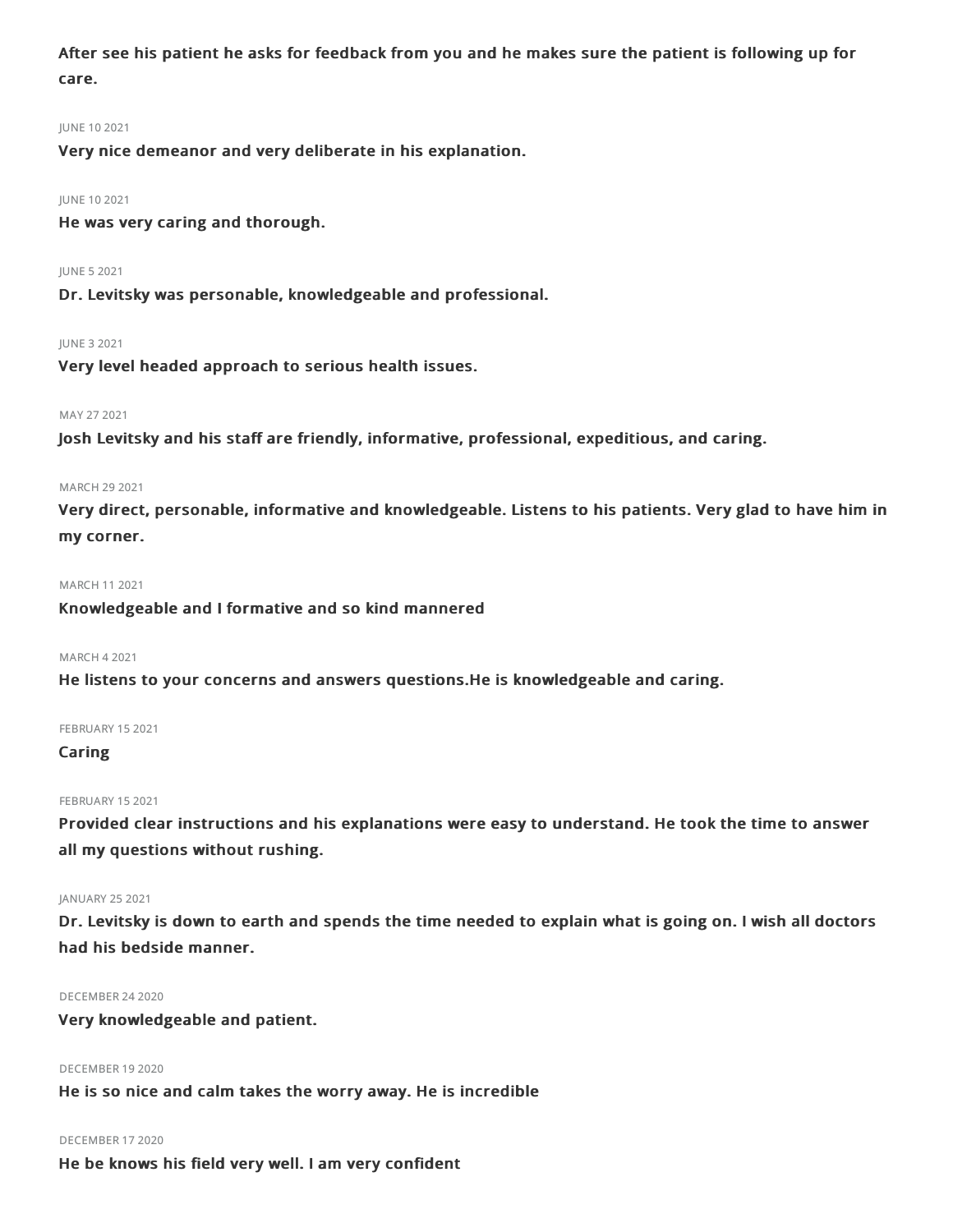**After see his patient he asks for feedback from you and he makes sure the patient is following up for care.**

JUNE 10 2021

**Very nice demeanor and very deliberate in his explanation.**

JUNE 10 2021

**He was very caring and thorough.**

JUNE 5 2021

**Dr. Levitsky was personable, knowledgeable and professional.**

JUNE 3 2021

**Very level headed approach to serious health issues.**

MAY 27 2021

**Josh Levitsky and his staff are friendly, informative, professional, expeditious, and caring.**

MARCH 29 2021

**Very direct, personable, informative and knowledgeable. Listens to his patients. Very glad to have him in my corner.**

MARCH 11 2021

**Knowledgeable and I formative and so kind mannered**

MARCH 4 2021

**He listens to your concerns and answers questions.He is knowledgeable and caring.**

FEBRUARY 15 2021

**Caring**

FEBRUARY 15 2021

**Provided clear instructions and his explanations were easy to understand. He took the time to answer all my questions without rushing.**

JANUARY 25 2021

**Dr. Levitsky is down to earth and spends the time needed to explain what is going on. I wish all doctors had his bedside manner.**

DECEMBER 24 2020

**Very knowledgeable and patient.**

DECEMBER 19 2020

**He is so nice and calm takes the worry away. He is incredible**

DECEMBER 17 2020

**He be knows his field very well. I am very confident**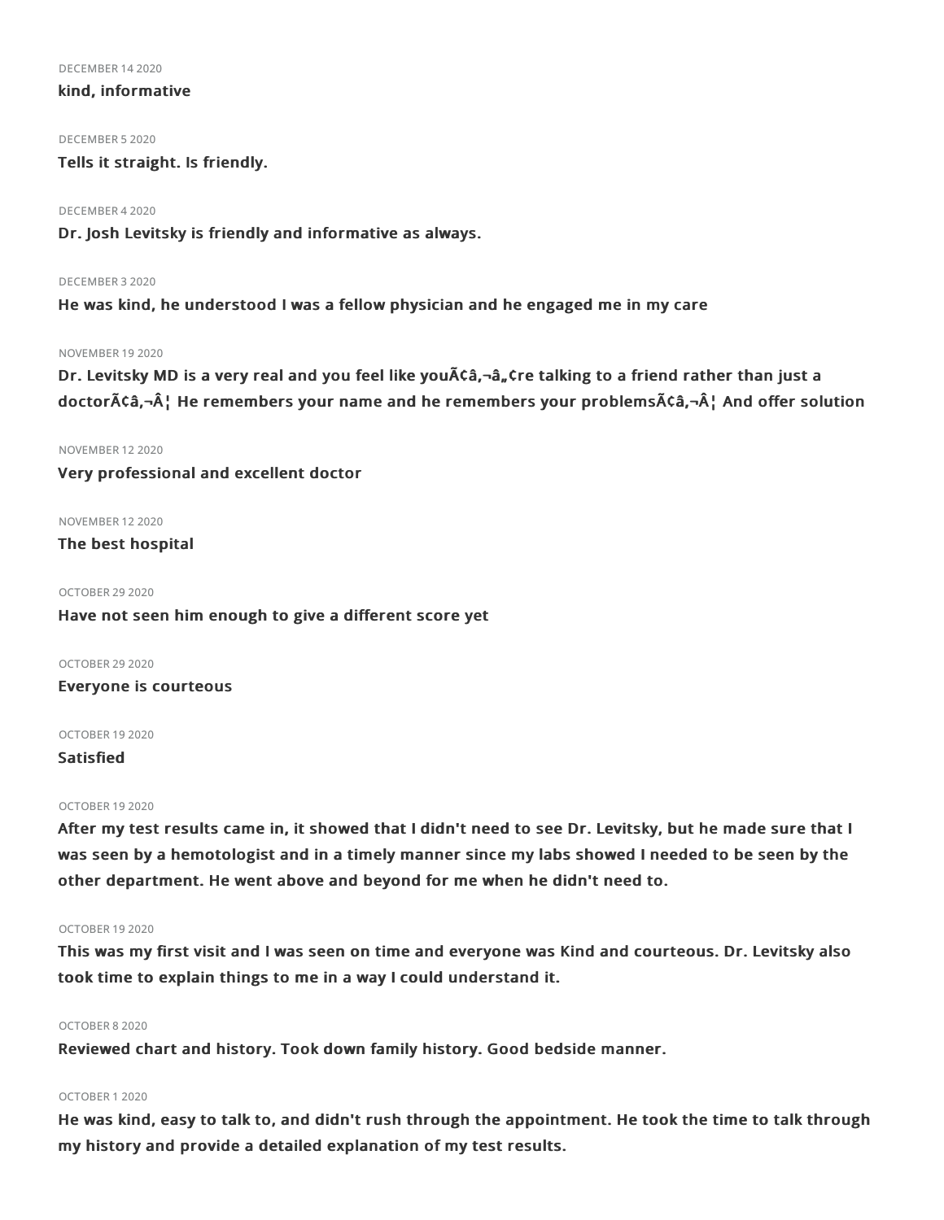DECEMBER 14 2020

**kind, informative**

DECEMBER 5 2020

**Tells it straight. Is friendly.**

DECEMBER 4 2020

**Dr. Josh Levitsky is friendly and informative as always.**

DECEMBER 3 2020

**He was kind, he understood I was a fellow physician and he engaged me in my care**

NOVEMBER 19 2020

**Dr. Levitsky MD is a very real and you feel like youÃ¢â‚¬â„¢re talking to a friend rather than just a doctorÃ¢â‚¬Â¦ He remembers your name and he remembers your problemsÃ¢â‚¬Â¦ And offer solution**

NOVEMBER 12 2020

**Very professional and excellent doctor**

NOVEMBER 12 2020

**The best hospital**

OCTOBER 29 2020

**Have not seen him enough to give a different score yet**

OCTOBER 29 2020

**Everyone is courteous**

OCTOBER 19 2020

**Satisfied**

OCTOBER 19 2020

**After my test results came in, it showed that I didn't need to see Dr. Levitsky, but he made sure that I was seen by a hemotologist and in a timely manner since my labs showed I needed to be seen by the other department. He went above and beyond for me when he didn't need to.**

OCTOBER 19 2020

**This was my first visit and I was seen on time and everyone was Kind and courteous. Dr. Levitsky also took time to explain things to me in a way I could understand it.**

OCTOBER 8 2020

**Reviewed chart and history. Took down family history. Good bedside manner.**

OCTOBER 1 2020

**He was kind, easy to talk to, and didn't rush through the appointment. He took the time to talk through my history and provide a detailed explanation of my test results.**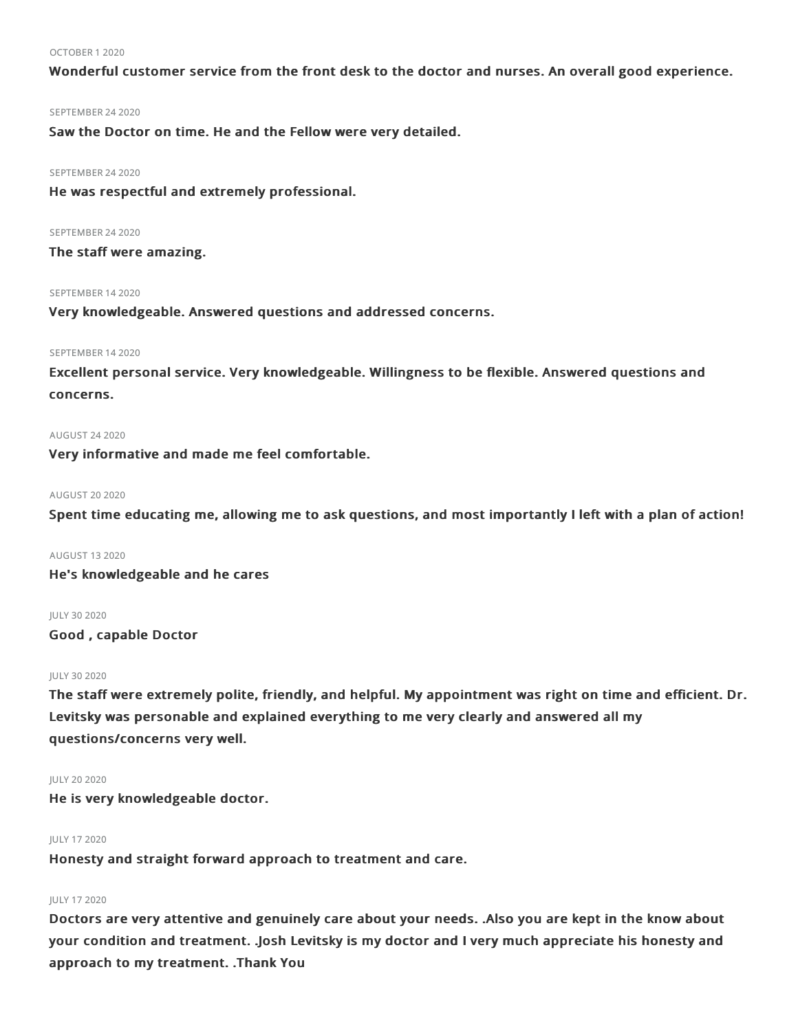OCTOBER 1 2020

**Wonderful customer service from the front desk to the doctor and nurses. An overall good experience.**

SEPTEMBER 24 2020

**Saw the Doctor on time. He and the Fellow were very detailed.**

SEPTEMBER 24 2020

**He was respectful and extremely professional.**

SEPTEMBER 24 2020

**The staff were amazing.**

SEPTEMBER 14 2020

**Very knowledgeable. Answered questions and addressed concerns.**

SEPTEMBER 14 2020

**Excellent personal service. Very knowledgeable. Willingness to be flexible. Answered questions and concerns.**

AUGUST 24 2020

**Very informative and made me feel comfortable.**

AUGUST 20 2020

**Spent time educating me, allowing me to ask questions, and most importantly I left with a plan of action!**

AUGUST 13 2020

**He's knowledgeable and he cares**

JULY 30 2020

**Good , capable Doctor**

JULY 30 2020

**The staff were extremely polite, friendly, and helpful. My appointment was right on time and efficient. Dr. Levitsky was personable and explained everything to me very clearly and answered all my questions/concerns very well.**

JULY 20 2020

**He is very knowledgeable doctor.**

JULY 17 2020

**Honesty and straight forward approach to treatment and care.**

JULY 17 2020

**Doctors are very attentive and genuinely care about your needs. .Also you are kept in the know about your condition and treatment. .Josh Levitsky is my doctor and I very much appreciate his honesty and approach to my treatment. .Thank You**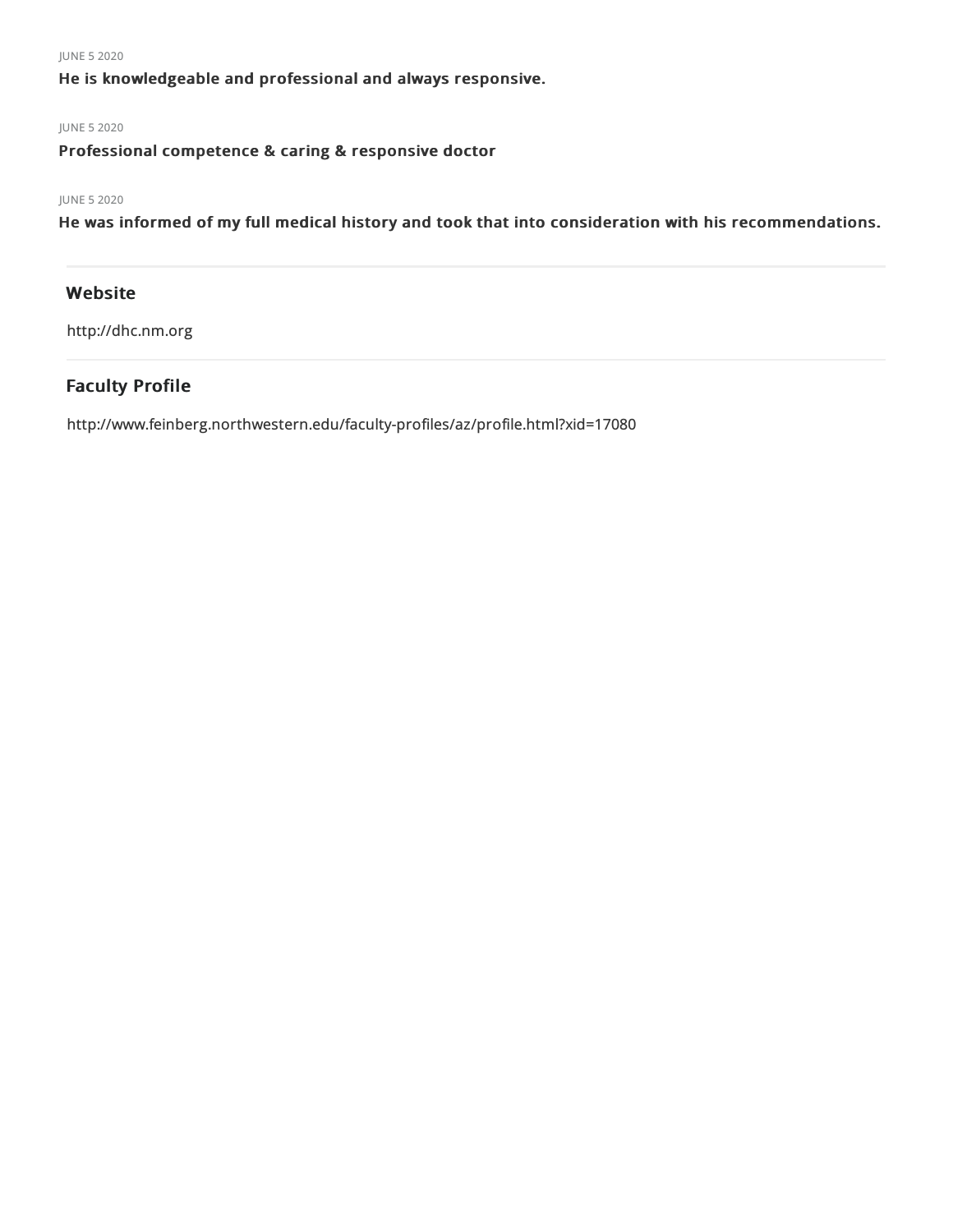JUNE 5 2020

**He is knowledgeable and professional and always responsive.**

JUNE 5 2020

**Professional competence & caring & responsive doctor**

JUNE 5 2020

**He was informed of my full medical history and took that into consideration with his recommendations.**

---

## Website

http://dhc.nm.org

---

## Faculty Profile

http://www.feinberg.northwestern.edu/faculty-profiles/az/profile.html?xid=17080